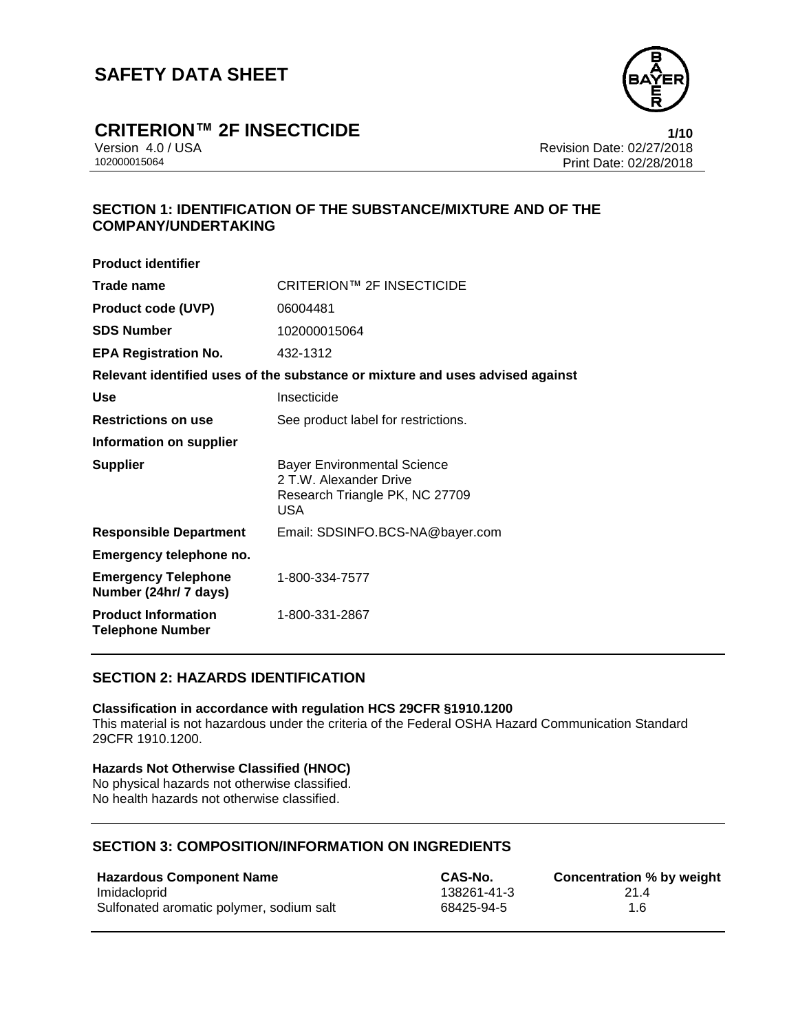# SAFETY DATA SHEET

## CRITERION™ 2F INSECTICIDE

Version 4.0 / USA
102000015064

Revision Date: 02/27/2018
Print Date: 02/28/2018

## SECTION 1: IDENTIFICATION OF THE SUBSTANCE/MIXTURE AND OF THE COMPANY/UNDERTAKING

**Product identifier**

| | |
|---|---|
| **Trade name** | CRITERION™ 2F INSECTICIDE |
| **Product code (UVP)** | 06004481 |
| **SDS Number** | 102000015064 |
| **EPA Registration No.** | 432-1312 |

**Relevant identified uses of the substance or mixture and uses advised against**

| | |
|---|---|
| **Use** | Insecticide |
| **Restrictions on use** | See product label for restrictions. |

**Information on supplier**

| | |
|---|---|
| **Supplier** | Bayer Environmental Science<br>2 T.W. Alexander Drive<br>Research Triangle PK, NC 27709<br>USA |
| **Responsible Department** | Email: SDSINFO.BCS-NA@bayer.com |

**Emergency telephone no.**

| | |
|---|---|
| **Emergency Telephone Number (24hr/ 7 days)** | 1-800-334-7577 |
| **Product Information Telephone Number** | 1-800-331-2867 |

## SECTION 2: HAZARDS IDENTIFICATION

**Classification in accordance with regulation HCS 29CFR §1910.1200**

This material is not hazardous under the criteria of the Federal OSHA Hazard Communication Standard 29CFR 1910.1200.

**Hazards Not Otherwise Classified (HNOC)**

No physical hazards not otherwise classified.
No health hazards not otherwise classified.

## SECTION 3: COMPOSITION/INFORMATION ON INGREDIENTS

| Hazardous Component Name | CAS-No. | Concentration % by weight |
|---|---|---|
| Imidacloprid | 138261-41-3 | 21.4 |
| Sulfonated aromatic polymer, sodium salt | 68425-94-5 | 1.6 |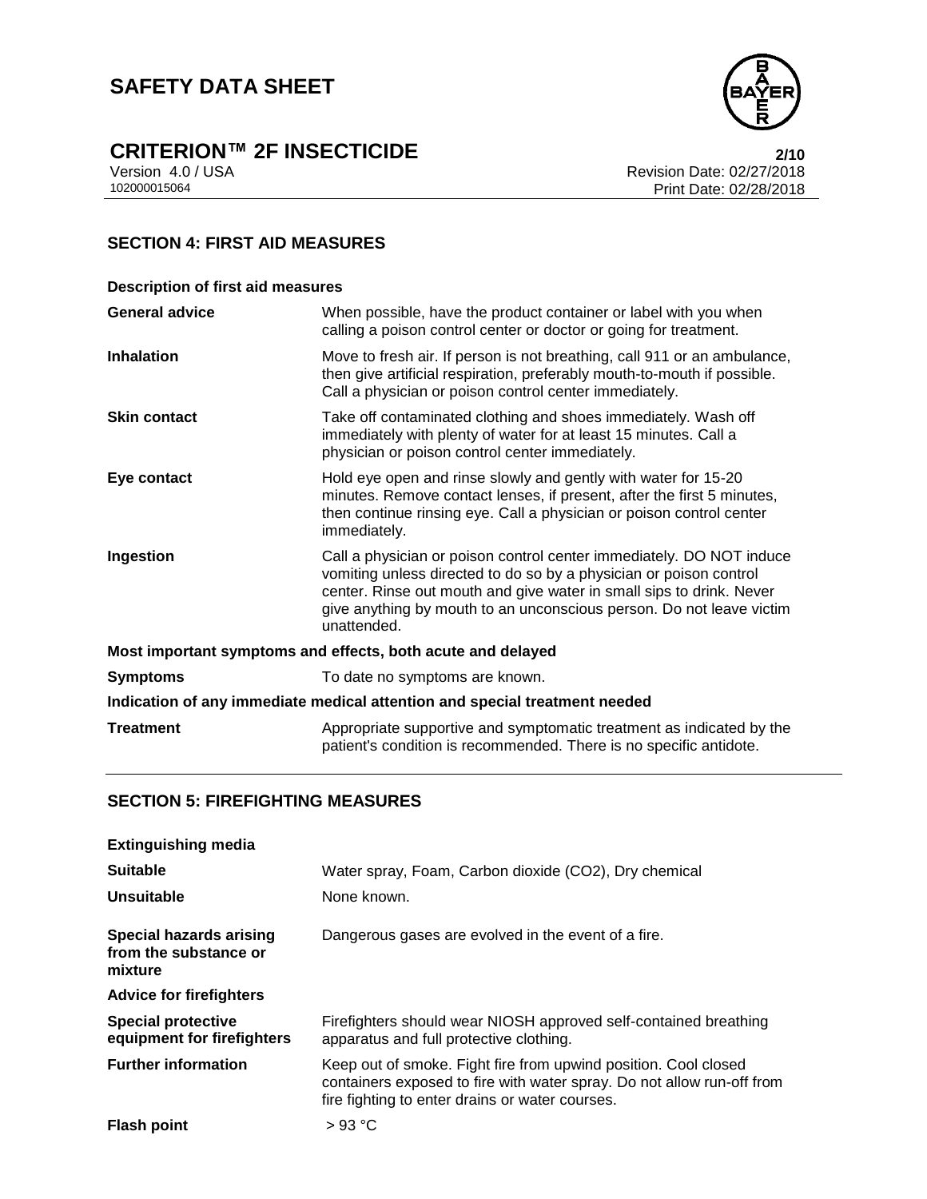## SECTION 4: FIRST AID MEASURES

**Description of first aid measures**

| | |
|---|---|
| **General advice** | When possible, have the product container or label with you when calling a poison control center or doctor or going for treatment. |
| **Inhalation** | Move to fresh air. If person is not breathing, call 911 or an ambulance, then give artificial respiration, preferably mouth-to-mouth if possible. Call a physician or poison control center immediately. |
| **Skin contact** | Take off contaminated clothing and shoes immediately. Wash off immediately with plenty of water for at least 15 minutes. Call a physician or poison control center immediately. |
| **Eye contact** | Hold eye open and rinse slowly and gently with water for 15-20 minutes. Remove contact lenses, if present, after the first 5 minutes, then continue rinsing eye. Call a physician or poison control center immediately. |
| **Ingestion** | Call a physician or poison control center immediately. DO NOT induce vomiting unless directed to do so by a physician or poison control center. Rinse out mouth and give water in small sips to drink. Never give anything by mouth to an unconscious person. Do not leave victim unattended. |

**Most important symptoms and effects, both acute and delayed**

| | |
|---|---|
| **Symptoms** | To date no symptoms are known. |

**Indication of any immediate medical attention and special treatment needed**

| | |
|---|---|
| **Treatment** | Appropriate supportive and symptomatic treatment as indicated by the patient's condition is recommended. There is no specific antidote. |

## SECTION 5: FIREFIGHTING MEASURES

**Extinguishing media**

| | |
|---|---|
| **Suitable** | Water spray, Foam, Carbon dioxide ($CO_2$), Dry chemical |
| **Unsuitable** | None known. |
| **Special hazards arising from the substance or mixture** | Dangerous gases are evolved in the event of a fire. |

**Advice for firefighters**

| | |
|---|---|
| **Special protective equipment for firefighters** | Firefighters should wear NIOSH approved self-contained breathing apparatus and full protective clothing. |
| **Further information** | Keep out of smoke. Fight fire from upwind position. Cool closed containers exposed to fire with water spray. Do not allow run-off from fire fighting to enter drains or water courses. |
| **Flash point** | > 93 °C |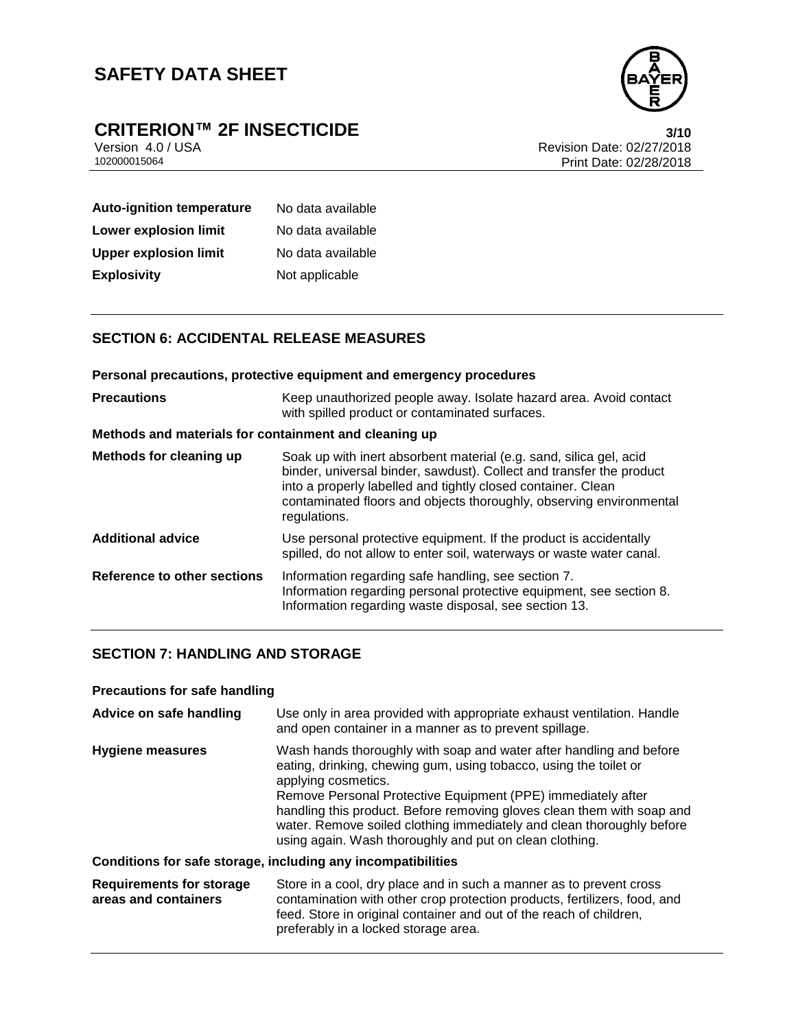| | |
|---|---|
| **Auto-ignition temperature** | No data available |
| **Lower explosion limit** | No data available |
| **Upper explosion limit** | No data available |
| **Explosivity** | Not applicable |

## SECTION 6: ACCIDENTAL RELEASE MEASURES

**Personal precautions, protective equipment and emergency procedures**

| | |
|---|---|
| **Precautions** | Keep unauthorized people away. Isolate hazard area. Avoid contact with spilled product or contaminated surfaces. |

**Methods and materials for containment and cleaning up**

| | |
|---|---|
| **Methods for cleaning up** | Soak up with inert absorbent material (e.g. sand, silica gel, acid binder, universal binder, sawdust). Collect and transfer the product into a properly labelled and tightly closed container. Clean contaminated floors and objects thoroughly, observing environmental regulations. |
| **Additional advice** | Use personal protective equipment. If the product is accidentally spilled, do not allow to enter soil, waterways or waste water canal. |
| **Reference to other sections** | Information regarding safe handling, see section 7. Information regarding personal protective equipment, see section 8. Information regarding waste disposal, see section 13. |

## SECTION 7: HANDLING AND STORAGE

**Precautions for safe handling**

| | |
|---|---|
| **Advice on safe handling** | Use only in area provided with appropriate exhaust ventilation. Handle and open container in a manner as to prevent spillage. |
| **Hygiene measures** | Wash hands thoroughly with soap and water after handling and before eating, drinking, chewing gum, using tobacco, using the toilet or applying cosmetics. Remove Personal Protective Equipment (PPE) immediately after handling this product. Before removing gloves clean them with soap and water. Remove soiled clothing immediately and clean thoroughly before using again. Wash thoroughly and put on clean clothing. |

**Conditions for safe storage, including any incompatibilities**

| | |
|---|---|
| **Requirements for storage areas and containers** | Store in a cool, dry place and in such a manner as to prevent cross contamination with other crop protection products, fertilizers, food, and feed. Store in original container and out of the reach of children, preferably in a locked storage area. |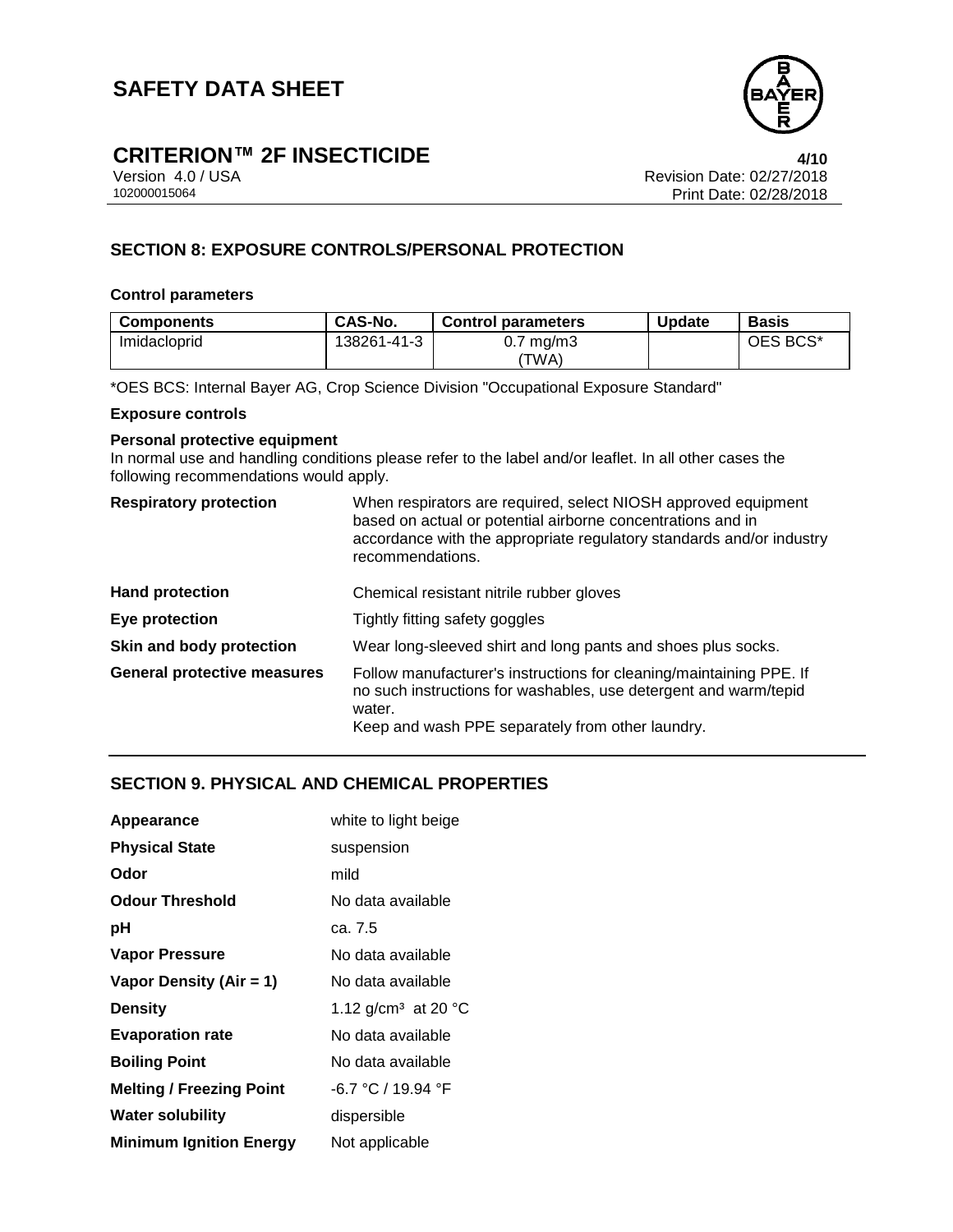## SECTION 8: EXPOSURE CONTROLS/PERSONAL PROTECTION

### Control parameters

| Components | CAS-No. | Control parameters | Update | Basis |
|---|---|---|---|---|
| Imidacloprid | 138261-41-3 | 0.7 mg/m3 (TWA) | | OES BCS* |

*OES BCS: Internal Bayer AG, Crop Science Division "Occupational Exposure Standard"

### Exposure controls

**Personal protective equipment**
In normal use and handling conditions please refer to the label and/or leaflet. In all other cases the following recommendations would apply.

| | |
|---|---|
| **Respiratory protection** | When respirators are required, select NIOSH approved equipment based on actual or potential airborne concentrations and in accordance with the appropriate regulatory standards and/or industry recommendations. |
| **Hand protection** | Chemical resistant nitrile rubber gloves |
| **Eye protection** | Tightly fitting safety goggles |
| **Skin and body protection** | Wear long-sleeved shirt and long pants and shoes plus socks. |
| **General protective measures** | Follow manufacturer's instructions for cleaning/maintaining PPE. If no such instructions for washables, use detergent and warm/tepid water. Keep and wash PPE separately from other laundry. |

## SECTION 9. PHYSICAL AND CHEMICAL PROPERTIES

| | |
|---|---|
| **Appearance** | white to light beige |
| **Physical State** | suspension |
| **Odor** | mild |
| **Odour Threshold** | No data available |
| **pH** | ca. 7.5 |
| **Vapor Pressure** | No data available |
| **Vapor Density (Air = 1)** | No data available |
| **Density** | 1.12 g/cm³ at 20 °C |
| **Evaporation rate** | No data available |
| **Boiling Point** | No data available |
| **Melting / Freezing Point** | -6.7 °C / 19.94 °F |
| **Water solubility** | dispersible |
| **Minimum Ignition Energy** | Not applicable |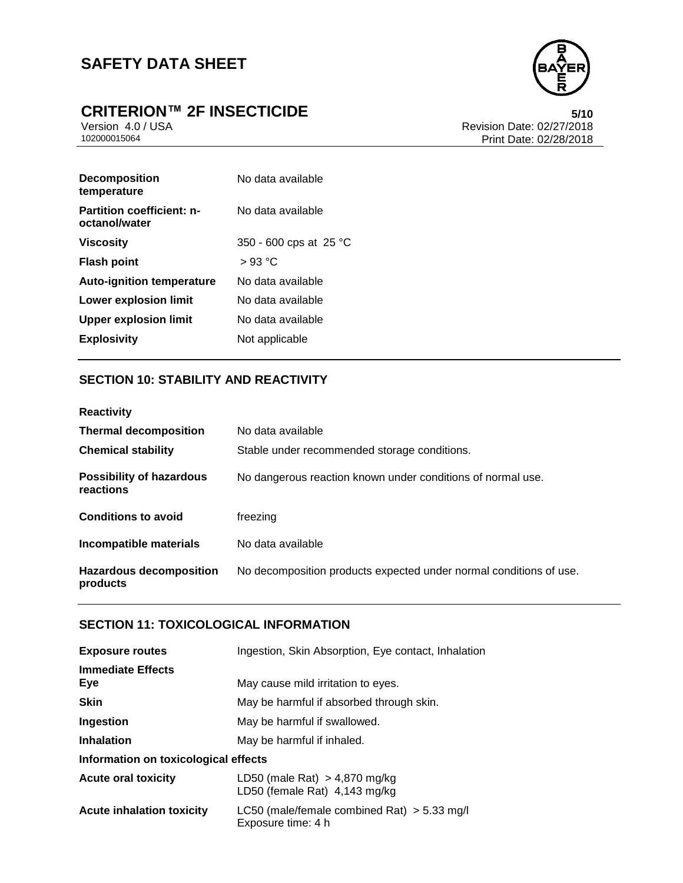| | |
|---|---|
| **Decomposition temperature** | No data available |
| **Partition coefficient: n-octanol/water** | No data available |
| **Viscosity** | 350 - 600 cps at 25 °C |
| **Flash point** | > 93 °C |
| **Auto-ignition temperature** | No data available |
| **Lower explosion limit** | No data available |
| **Upper explosion limit** | No data available |
| **Explosivity** | Not applicable |

## SECTION 10: STABILITY AND REACTIVITY

**Reactivity**

| | |
|---|---|
| **Thermal decomposition** | No data available |
| **Chemical stability** | Stable under recommended storage conditions. |
| **Possibility of hazardous reactions** | No dangerous reaction known under conditions of normal use. |
| **Conditions to avoid** | freezing |
| **Incompatible materials** | No data available |
| **Hazardous decomposition products** | No decomposition products expected under normal conditions of use. |

## SECTION 11: TOXICOLOGICAL INFORMATION

| | |
|---|---|
| **Exposure routes** | Ingestion, Skin Absorption, Eye contact, Inhalation |

**Immediate Effects**

| | |
|---|---|
| **Eye** | May cause mild irritation to eyes. |
| **Skin** | May be harmful if absorbed through skin. |
| **Ingestion** | May be harmful if swallowed. |
| **Inhalation** | May be harmful if inhaled. |

**Information on toxicological effects**

| | |
|---|---|
| **Acute oral toxicity** | LD50 (male Rat) > 4,870 mg/kg<br>LD50 (female Rat) 4,143 mg/kg |
| **Acute inhalation toxicity** | LC50 (male/female combined Rat) > 5.33 mg/l<br>Exposure time: 4 h |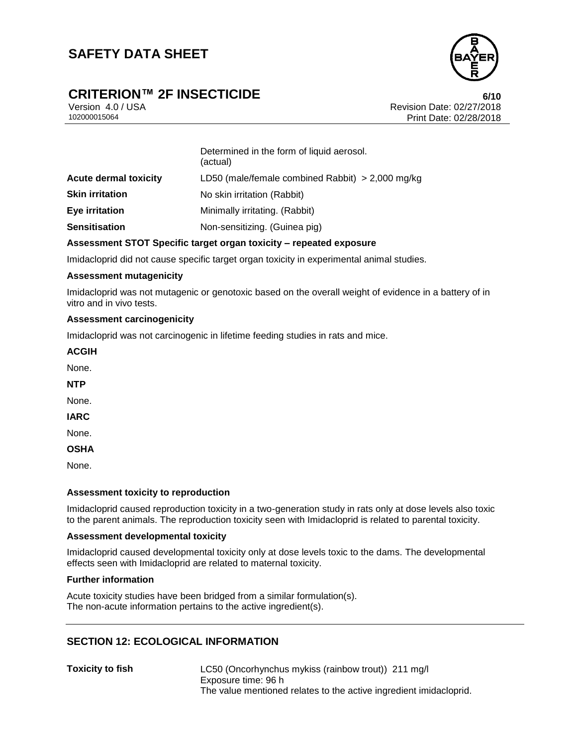| | |
|---|---|
| | Determined in the form of liquid aerosol. (actual) |
| **Acute dermal toxicity** | LD50 (male/female combined Rabbit) > 2,000 mg/kg |
| **Skin irritation** | No skin irritation (Rabbit) |
| **Eye irritation** | Minimally irritating. (Rabbit) |
| **Sensitisation** | Non-sensitizing. (Guinea pig) |

**Assessment STOT Specific target organ toxicity – repeated exposure**

Imidacloprid did not cause specific target organ toxicity in experimental animal studies.

**Assessment mutagenicity**

Imidacloprid was not mutagenic or genotoxic based on the overall weight of evidence in a battery of in vitro and in vivo tests.

**Assessment carcinogenicity**

Imidacloprid was not carcinogenic in lifetime feeding studies in rats and mice.

**ACGIH**

None.

**NTP**

None.

**IARC**

None.

**OSHA**

None.

**Assessment toxicity to reproduction**

Imidacloprid caused reproduction toxicity in a two-generation study in rats only at dose levels also toxic to the parent animals. The reproduction toxicity seen with Imidacloprid is related to parental toxicity.

**Assessment developmental toxicity**

Imidacloprid caused developmental toxicity only at dose levels toxic to the dams. The developmental effects seen with Imidacloprid are related to maternal toxicity.

**Further information**

Acute toxicity studies have been bridged from a similar formulation(s).
The non-acute information pertains to the active ingredient(s).

## SECTION 12: ECOLOGICAL INFORMATION

| | |
|---|---|
| **Toxicity to fish** | LC50 (Oncorhynchus mykiss (rainbow trout)) 211 mg/l<br>Exposure time: 96 h<br>The value mentioned relates to the active ingredient imidacloprid. |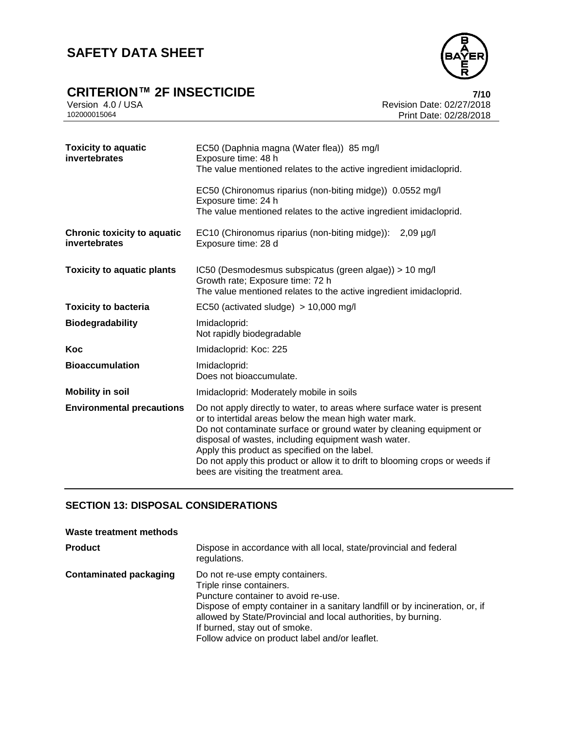| | |
|---|---|
| **Toxicity to aquatic invertebrates** | EC50 (Daphnia magna (Water flea)) 85 mg/l<br>Exposure time: 48 h<br>The value mentioned relates to the active ingredient imidacloprid.<br><br>EC50 (Chironomus riparius (non-biting midge)) 0.0552 mg/l<br>Exposure time: 24 h<br>The value mentioned relates to the active ingredient imidacloprid. |
| **Chronic toxicity to aquatic invertebrates** | EC10 (Chironomus riparius (non-biting midge)): 2,09 µg/l<br>Exposure time: 28 d |
| **Toxicity to aquatic plants** | IC50 (Desmodesmus subspicatus (green algae)) > 10 mg/l<br>Growth rate; Exposure time: 72 h<br>The value mentioned relates to the active ingredient imidacloprid. |
| **Toxicity to bacteria** | EC50 (activated sludge) > 10,000 mg/l |
| **Biodegradability** | Imidacloprid:<br>Not rapidly biodegradable |
| **Koc** | Imidacloprid: Koc: 225 |
| **Bioaccumulation** | Imidacloprid:<br>Does not bioaccumulate. |
| **Mobility in soil** | Imidacloprid: Moderately mobile in soils |
| **Environmental precautions** | Do not apply directly to water, to areas where surface water is present or to intertidal areas below the mean high water mark.<br>Do not contaminate surface or ground water by cleaning equipment or disposal of wastes, including equipment wash water.<br>Apply this product as specified on the label.<br>Do not apply this product or allow it to drift to blooming crops or weeds if bees are visiting the treatment area. |

## SECTION 13: DISPOSAL CONSIDERATIONS

**Waste treatment methods**

| | |
|---|---|
| **Product** | Dispose in accordance with all local, state/provincial and federal regulations. |
| **Contaminated packaging** | Do not re-use empty containers.<br>Triple rinse containers.<br>Puncture container to avoid re-use.<br>Dispose of empty container in a sanitary landfill or by incineration, or, if allowed by State/Provincial and local authorities, by burning.<br>If burned, stay out of smoke.<br>Follow advice on product label and/or leaflet. |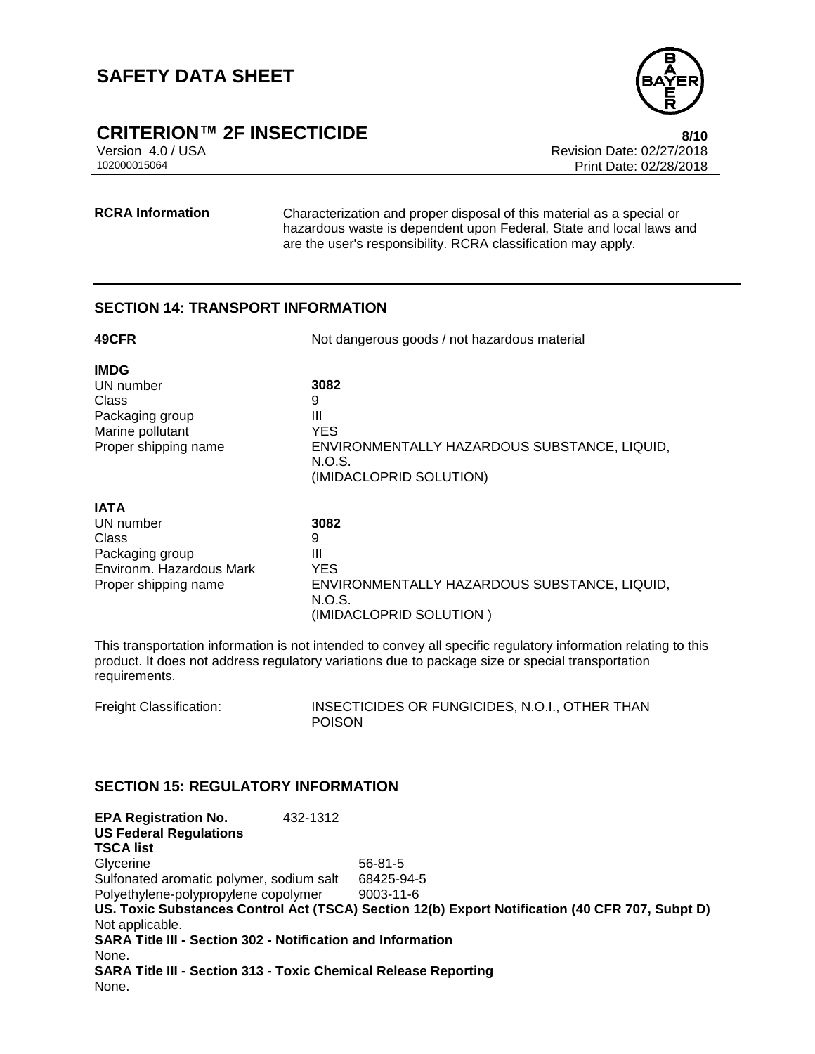**RCRA Information** Characterization and proper disposal of this material as a special or hazardous waste is dependent upon Federal, State and local laws and are the user's responsibility. RCRA classification may apply.

## SECTION 14: TRANSPORT INFORMATION

**49CFR** Not dangerous goods / not hazardous material

**IMDG**

| | |
|---|---|
| UN number | **3082** |
| Class | 9 |
| Packaging group | III |
| Marine pollutant | YES |
| Proper shipping name | ENVIRONMENTALLY HAZARDOUS SUBSTANCE, LIQUID, N.O.S. (IMIDACLOPRID SOLUTION) |

**IATA**

| | |
|---|---|
| UN number | **3082** |
| Class | 9 |
| Packaging group | III |
| Environm. Hazardous Mark | YES |
| Proper shipping name | ENVIRONMENTALLY HAZARDOUS SUBSTANCE, LIQUID, N.O.S. (IMIDACLOPRID SOLUTION ) |

This transportation information is not intended to convey all specific regulatory information relating to this product. It does not address regulatory variations due to package size or special transportation requirements.

Freight Classification: INSECTICIDES OR FUNGICIDES, N.O.I., OTHER THAN POISON

## SECTION 15: REGULATORY INFORMATION

**EPA Registration No.** 432-1312

**US Federal Regulations**

**TSCA list**

| | |
|---|---|
| Glycerine | 56-81-5 |
| Sulfonated aromatic polymer, sodium salt | 68425-94-5 |
| Polyethylene-polypropylene copolymer | 9003-11-6 |

**US. Toxic Substances Control Act (TSCA) Section 12(b) Export Notification (40 CFR 707, Subpt D)**

Not applicable.

**SARA Title III - Section 302 - Notification and Information**

None.

**SARA Title III - Section 313 - Toxic Chemical Release Reporting**

None.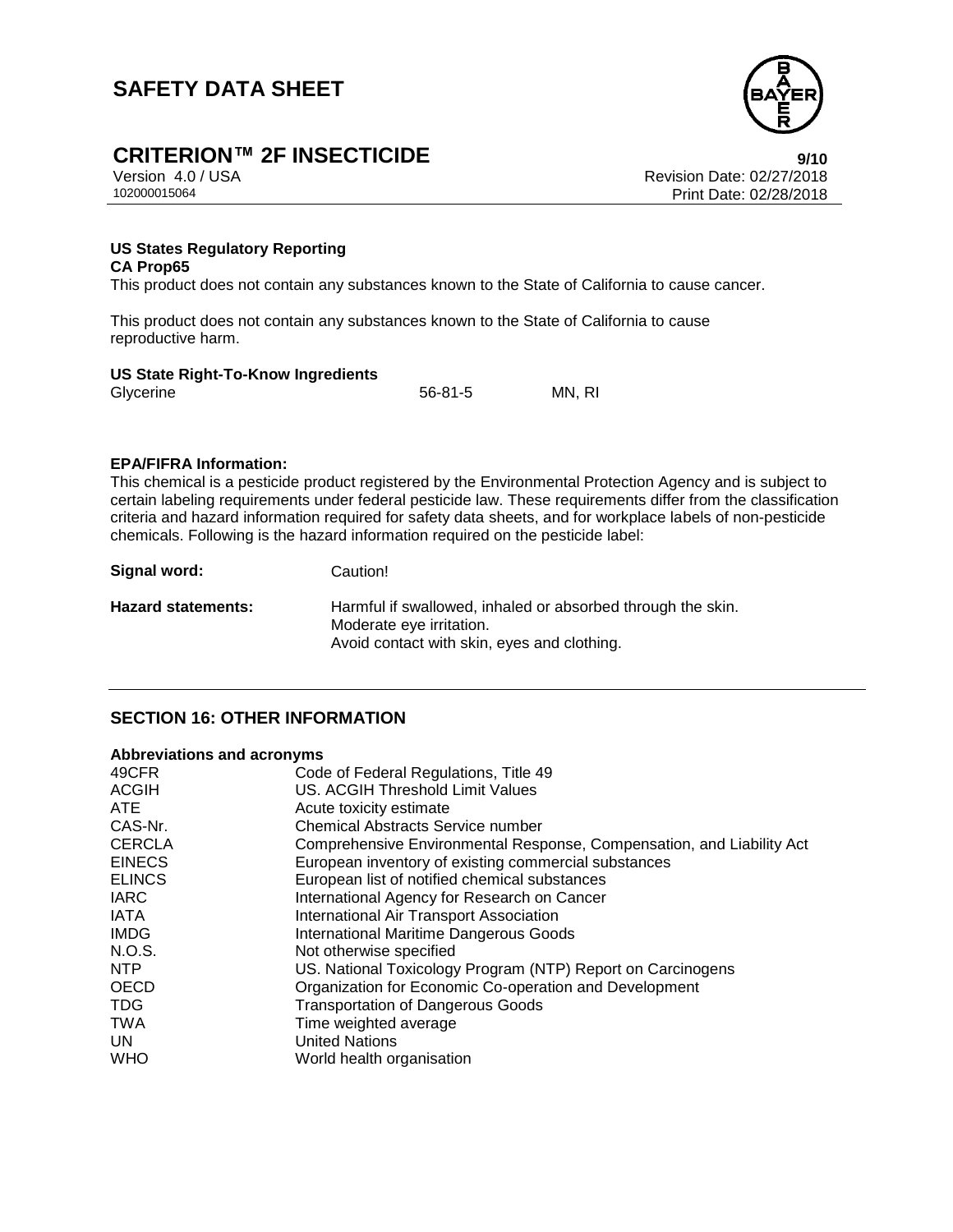**US States Regulatory Reporting**

**CA Prop65**

This product does not contain any substances known to the State of California to cause cancer.

This product does not contain any substances known to the State of California to cause reproductive harm.

**US State Right-To-Know Ingredients**

| | | |
|---|---|---|
| Glycerine | 56-81-5 | MN, RI |

**EPA/FIFRA Information:**

This chemical is a pesticide product registered by the Environmental Protection Agency and is subject to certain labeling requirements under federal pesticide law. These requirements differ from the classification criteria and hazard information required for safety data sheets, and for workplace labels of non-pesticide chemicals. Following is the hazard information required on the pesticide label:

**Signal word:** Caution!

**Hazard statements:** Harmful if swallowed, inhaled or absorbed through the skin.
Moderate eye irritation.
Avoid contact with skin, eyes and clothing.

## SECTION 16: OTHER INFORMATION

**Abbreviations and acronyms**

| | |
|---|---|
| 49CFR | Code of Federal Regulations, Title 49 |
| ACGIH | US. ACGIH Threshold Limit Values |
| ATE | Acute toxicity estimate |
| CAS-Nr. | Chemical Abstracts Service number |
| CERCLA | Comprehensive Environmental Response, Compensation, and Liability Act |
| EINECS | European inventory of existing commercial substances |
| ELINCS | European list of notified chemical substances |
| IARC | International Agency for Research on Cancer |
| IATA | International Air Transport Association |
| IMDG | International Maritime Dangerous Goods |
| N.O.S. | Not otherwise specified |
| NTP | US. National Toxicology Program (NTP) Report on Carcinogens |
| OECD | Organization for Economic Co-operation and Development |
| TDG | Transportation of Dangerous Goods |
| TWA | Time weighted average |
| UN | United Nations |
| WHO | World health organisation |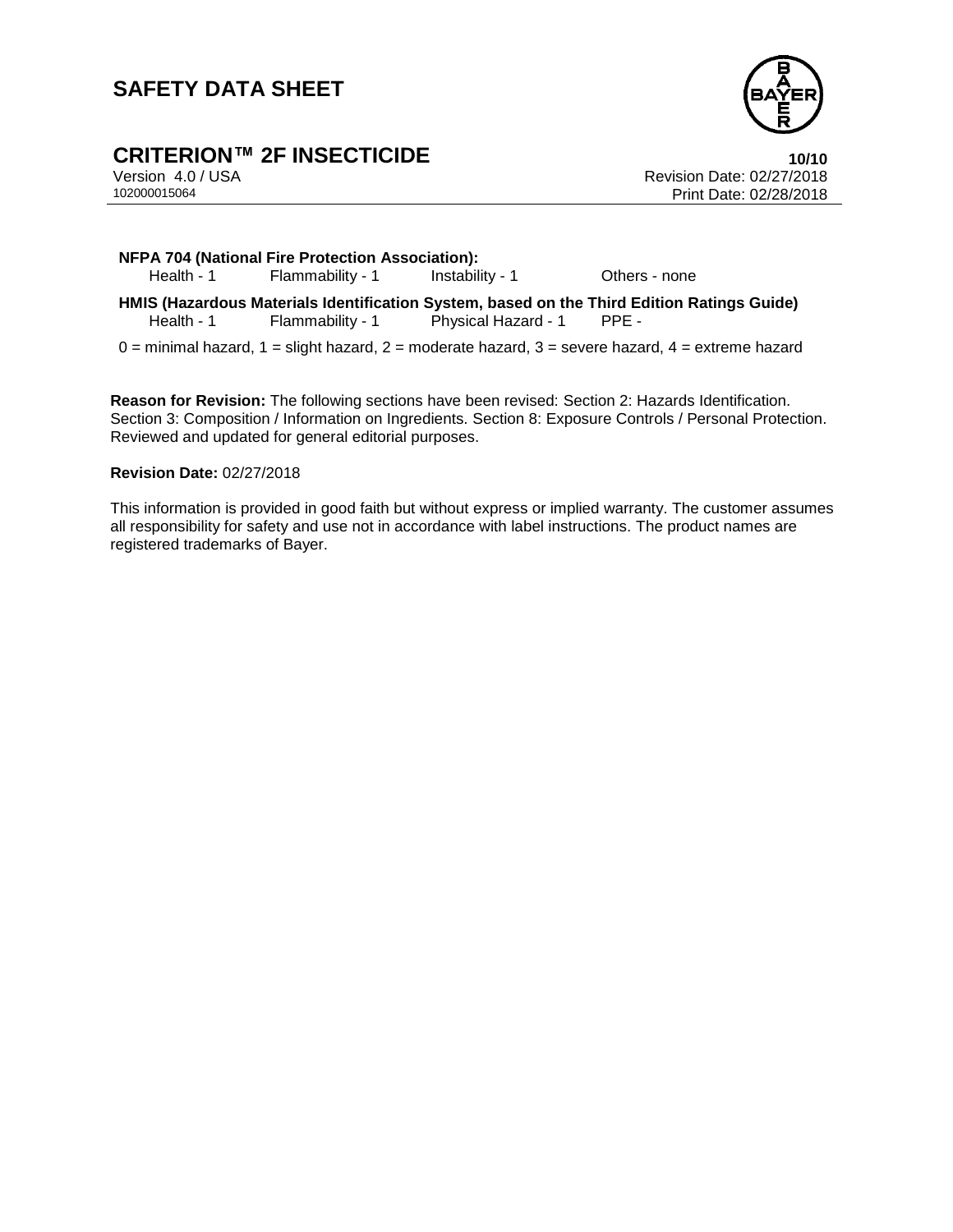**NFPA 704 (National Fire Protection Association):**

| | | | |
|---|---|---|---|
| Health - 1 | Flammability - 1 | Instability - 1 | Others - none |

**HMIS (Hazardous Materials Identification System, based on the Third Edition Ratings Guide)**

| | | | |
|---|---|---|---|
| Health - 1 | Flammability - 1 | Physical Hazard - 1 | PPE - |

0 = minimal hazard, 1 = slight hazard, 2 = moderate hazard, 3 = severe hazard, 4 = extreme hazard

**Reason for Revision:** The following sections have been revised: Section 2: Hazards Identification. Section 3: Composition / Information on Ingredients. Section 8: Exposure Controls / Personal Protection. Reviewed and updated for general editorial purposes.

**Revision Date:** 02/27/2018

This information is provided in good faith but without express or implied warranty. The customer assumes all responsibility for safety and use not in accordance with label instructions. The product names are registered trademarks of Bayer.